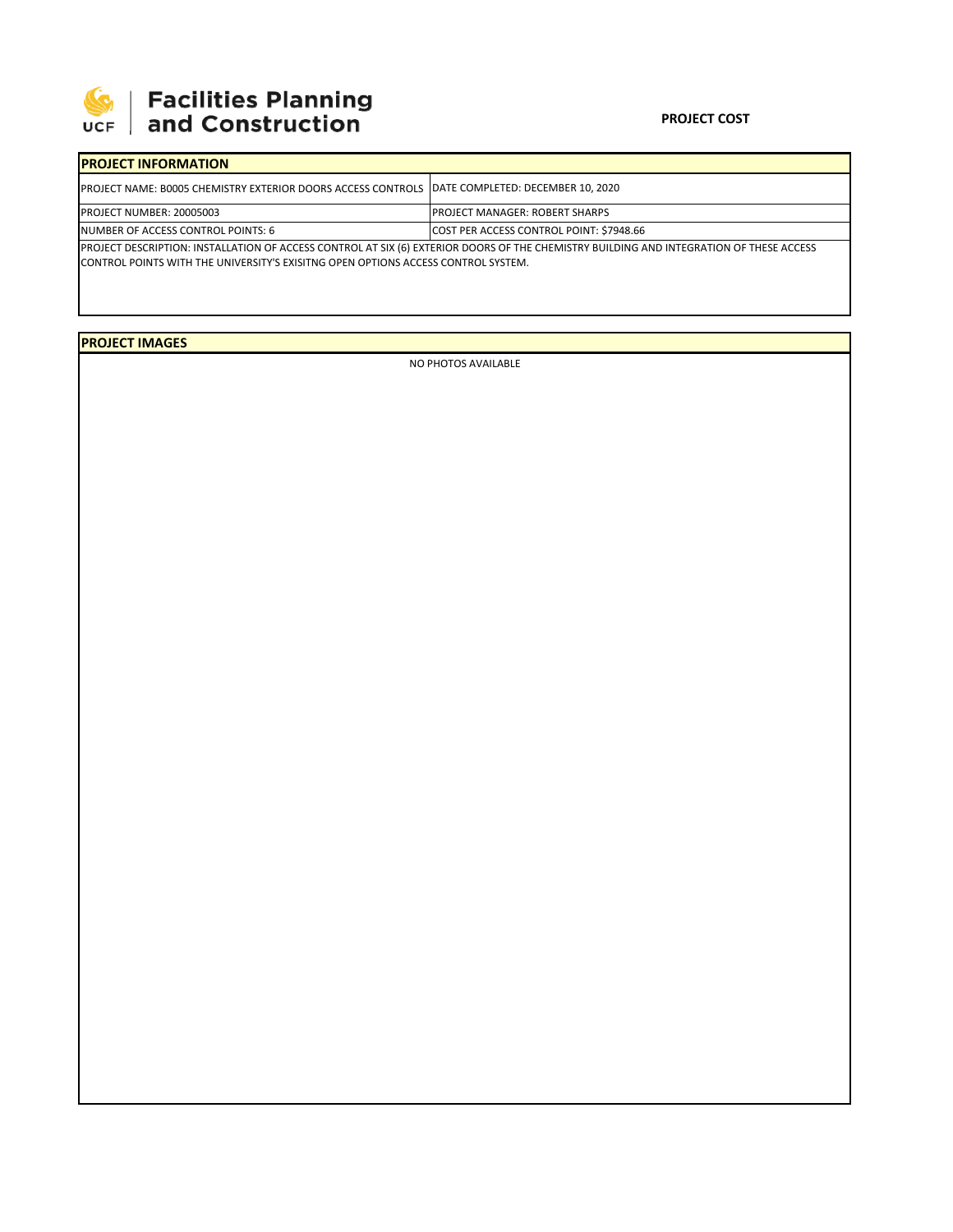# Facilities Planning and Construction

**PROJECT COST**

## PROJECT INFORMATION

| PROJECT NAME: B0005 CHEMISTRY EXTERIOR DOORS ACCESS CONTROLS | DATE COMPLETED: DECEMBER 10, 2020 |
|---|---|
| PROJECT NUMBER: 20005003 | PROJECT MANAGER: ROBERT SHARPS |
| NUMBER OF ACCESS CONTROL POINTS: 6 | COST PER ACCESS CONTROL POINT: $7948.66 |

PROJECT DESCRIPTION: INSTALLATION OF ACCESS CONTROL AT SIX (6) EXTERIOR DOORS OF THE CHEMISTRY BUILDING AND INTEGRATION OF THESE ACCESS CONTROL POINTS WITH THE UNIVERSITY'S EXISITNG OPEN OPTIONS ACCESS CONTROL SYSTEM.

## PROJECT IMAGES

NO PHOTOS AVAILABLE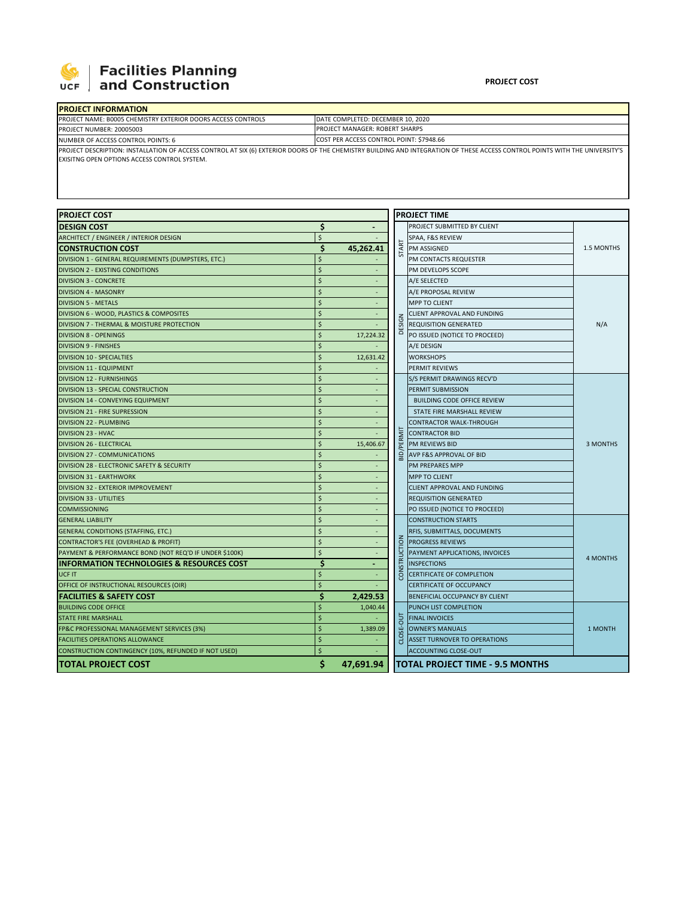Facilities Planning and Construction

**PROJECT COST**

| PROJECT INFORMATION | |
|---|---|
| PROJECT NAME: B0005 CHEMISTRY EXTERIOR DOORS ACCESS CONTROLS | DATE COMPLETED: DECEMBER 10, 2020 |
| PROJECT NUMBER: 20005003 | PROJECT MANAGER: ROBERT SHARPS |
| NUMBER OF ACCESS CONTROL POINTS: 6 | COST PER ACCESS CONTROL POINT: $7948.66 |

PROJECT DESCRIPTION: INSTALLATION OF ACCESS CONTROL AT SIX (6) EXTERIOR DOORS OF THE CHEMISTRY BUILDING AND INTEGRATION OF THESE ACCESS CONTROL POINTS WITH THE UNIVERSITY'S EXISITNG OPEN OPTIONS ACCESS CONTROL SYSTEM.

| PROJECT COST | | PROJECT TIME | | |
|---|---|---|---|---|
| **DESIGN COST** | **$ -** | START | PROJECT SUBMITTED BY CLIENT | 1.5 MONTHS |
| ARCHITECT / ENGINEER / INTERIOR DESIGN | $ - | | SPAA, F&S REVIEW | |
| **CONSTRUCTION COST** | **$ 45,262.41** | | PM ASSIGNED | |
| DIVISION 1 - GENERAL REQUIREMENTS (DUMPSTERS, ETC.) | $ - | | PM CONTACTS REQUESTER | |
| DIVISION 2 - EXISTING CONDITIONS | $ - | | PM DEVELOPS SCOPE | |
| DIVISION 3 - CONCRETE | $ - | DESIGN | A/E SELECTED | N/A |
| DIVISION 4 - MASONRY | $ - | | A/E PROPOSAL REVIEW | |
| DIVISION 5 - METALS | $ - | | MPP TO CLIENT | |
| DIVISION 6 - WOOD, PLASTICS & COMPOSITES | $ - | | CLIENT APPROVAL AND FUNDING | |
| DIVISION 7 - THERMAL & MOISTURE PROTECTION | $ - | | REQUISITION GENERATED | |
| DIVISION 8 - OPENINGS | $ 17,224.32 | | PO ISSUED (NOTICE TO PROCEED) | |
| DIVISION 9 - FINISHES | $ - | | A/E DESIGN | |
| DIVISION 10 - SPECIALTIES | $ 12,631.42 | | WORKSHOPS | |
| DIVISION 11 - EQUIPMENT | $ - | | PERMIT REVIEWS | |
| DIVISION 12 - FURNISHINGS | $ - | BID/PERMIT | S/S PERMIT DRAWINGS RECV'D | 3 MONTHS |
| DIVISION 13 - SPECIAL CONSTRUCTION | $ - | | PERMIT SUBMISSION | |
| DIVISION 14 - CONVEYING EQUIPMENT | $ - | | BUILDING CODE OFFICE REVIEW | |
| DIVISION 21 - FIRE SUPRESSION | $ - | | STATE FIRE MARSHALL REVIEW | |
| DIVISION 22 - PLUMBING | $ - | | CONTRACTOR WALK-THROUGH | |
| DIVISION 23 - HVAC | $ - | | CONTRACTOR BID | |
| DIVISION 26 - ELECTRICAL | $ 15,406.67 | | PM REVIEWS BID | |
| DIVISION 27 - COMMUNICATIONS | $ - | | AVP F&S APPROVAL OF BID | |
| DIVISION 28 - ELECTRONIC SAFETY & SECURITY | $ - | | PM PREPARES MPP | |
| DIVISION 31 - EARTHWORK | $ - | | MPP TO CLIENT | |
| DIVISION 32 - EXTERIOR IMPROVEMENT | $ - | | CLIENT APPROVAL AND FUNDING | |
| DIVISION 33 - UTILITIES | $ - | | REQUISITION GENERATED | |
| COMMISSIONING | $ - | | PO ISSUED (NOTICE TO PROCEED) | |
| GENERAL LIABILITY | $ - | CONSTRUCTION | CONSTRUCTION STARTS | 4 MONTHS |
| GENERAL CONDITIONS (STAFFING, ETC.) | $ - | | RFIS, SUBMITTALS, DOCUMENTS | |
| CONTRACTOR'S FEE (OVERHEAD & PROFIT) | $ - | | PROGRESS REVIEWS | |
| PAYMENT & PERFORMANCE BOND (NOT REQ'D IF UNDER $100K) | $ - | | PAYMENT APPLICATIONS, INVOICES | |
| **INFORMATION TECHNOLOGIES & RESOURCES COST** | **$ -** | | INSPECTIONS | |
| UCF IT | $ - | | CERTIFICATE OF COMPLETION | |
| OFFICE OF INSTRUCTIONAL RESOURCES (OIR) | $ - | | CERTIFICATE OF OCCUPANCY | |
| **FACILITIES & SAFETY COST** | **$ 2,429.53** | | BENEFICIAL OCCUPANCY BY CLIENT | |
| BUILDING CODE OFFICE | $ 1,040.44 | CLOSE-OUT | PUNCH LIST COMPLETION | 1 MONTH |
| STATE FIRE MARSHALL | $ - | | FINAL INVOICES | |
| FP&C PROFESSIONAL MANAGEMENT SERVICES (3%) | $ 1,389.09 | | OWNER'S MANUALS | |
| FACILITIES OPERATIONS ALLOWANCE | $ - | | ASSET TURNOVER TO OPERATIONS | |
| CONSTRUCTION CONTINGENCY (10%, REFUNDED IF NOT USED) | $ - | | ACCOUNTING CLOSE-OUT | |
| **TOTAL PROJECT COST** | **$ 47,691.94** | **TOTAL PROJECT TIME - 9.5 MONTHS** | | |